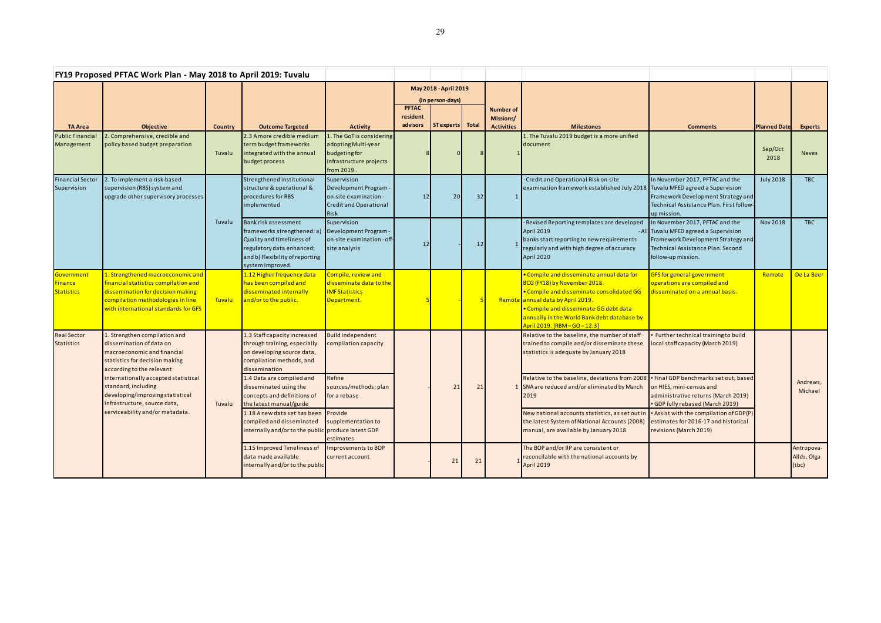## FY19 Proposed PFTAC Work Plan - May 2018 to April 2019: Tuvalu

| TA Area | Objective | Country | Outcome Targeted | Activity | May 2018 - April 2019 (in person-days) PFTAC resident advisors | ST experts | Total | Number of Missions/ Activities | Milestones | Comments | Planned Date | Experts |
|---|---|---|---|---|---|---|---|---|---|---|---|---|
| Public Financial Management | 2. Comprehensive, credible and policy based budget preparation | Tuvalu | 2.3 A more credible medium term budget frameworks integrated with the annual budget process | 1. The GoT is considering adopting Multi-year budgeting for Infrastructure projects from 2019 . | 8 | 0 | 8 | 1 | 1. The Tuvalu 2019 budget is a more unified document | | Sep/Oct 2018 | Neves |
| Financial Sector Supervision | 2. To implement a risk-based supervision (RBS) system and upgrade other supervisory processes | Tuvalu | Strengthened institutional structure & operational & procedures for RBS implemented | Supervision Development Program - on-site examination - Credit and Operational Risk | 12 | 20 | 32 | 1 | - Credit and Operational Risk on-site examination framework established July 2018 | In November 2017, PFTAC and the Tuvalu MFED agreed a Supervision Framework Development Strategy and Technical Assistance Plan. First follow-up mission. | July 2018 | TBC |
| | | | Bank risk assessment frameworks strengthened: a) Quality and timeliness of regulatory data enhanced; and b) Flexibility of reporting system improved. | Supervision Development Program - on-site examination - off-site analysis | 12 | - | 12 | 1 | - Revised Reporting templates are developed April 2019 - All banks start reporting to new requirements regularly and with high degree of accuracy April 2020 | In November 2017, PFTAC and the Tuvalu MFED agreed a Supervision Framework Development Strategy and Technical Assistance Plan. Second follow-up mission. | Nov 2018 | TBC |
| Government Finance Statistics | 1. Strengthened macroeconomic and financial statistics compilation and dissemination for decision making: compilation methodologies in line with international standards for GFS | Tuvalu | 1.12 Higher frequency data has been compiled and disseminated internally and/or to the public. | Compile, review and disseminate data to the IMF Statistics Department. | 5 | - | 5 | Remote | • Compile and disseminate annual data for BCG (FY18) by November 2018.<br>• Compile and disseminate consolidated GG annual data by April 2019.<br>• Compile and disseminate GG debt data annually in the World Bank debt database by April 2019. [RBM – GO – 12.3] | GFS for general government operations are compiled and disseminated on a annual basis. | Remote | De La Beer |
| Real Sector Statistics | 1. Strengthen compilation and dissemination of data on macroeconomic and financial statistics for decision making according to the relevant internationally accepted statistical standard, including developing/improving statistical infrastructure, source data, serviceability and/or metadata. | Tuvalu | 1.3 Staff capacity increased through training, especially on developing source data, compilation methods, and dissemination | Build independent compilation capacity | - | 21 | 21 | 1 | Relative to the baseline, the number of staff trained to compile and/or disseminate these statistics is adequate by January 2018 | • Further technical training to build local staff capacity (March 2019) | | Andrews, Michael |
| | | | 1.4 Data are compiled and disseminated using the concepts and definitions of the latest manual/guide | Refine sources/methods; plan for a rebase | | | | | Relative to the baseline, deviations from 2008 SNA are reduced and/or eliminated by March 2019 | • Final GDP benchmarks set out, based on HIES, mini-census and administrative returns (March 2019)<br>• GDP fully rebased (March 2019) | | |
| | | | 1.18 A new data set has been compiled and disseminated internally and/or to the public | Provide supplementation to produce latest GDP estimates | | | | | New national accounts statistics, as set out in the latest System of National Accounts (2008) manual, are available by January 2018 | • Assist with the compilation of GDP(P) estimates for 2016-17 and historical revisions (March 2019) | | |
| | | | 1.15 Improved Timeliness of data made available internally and/or to the public | Improvements to BOP current account | - | 21 | 21 | 1 | The BOP and/or IIP are consistent or reconcilable with the national accounts by April 2019 | | | Antropova-Allds, Olga (tbc) |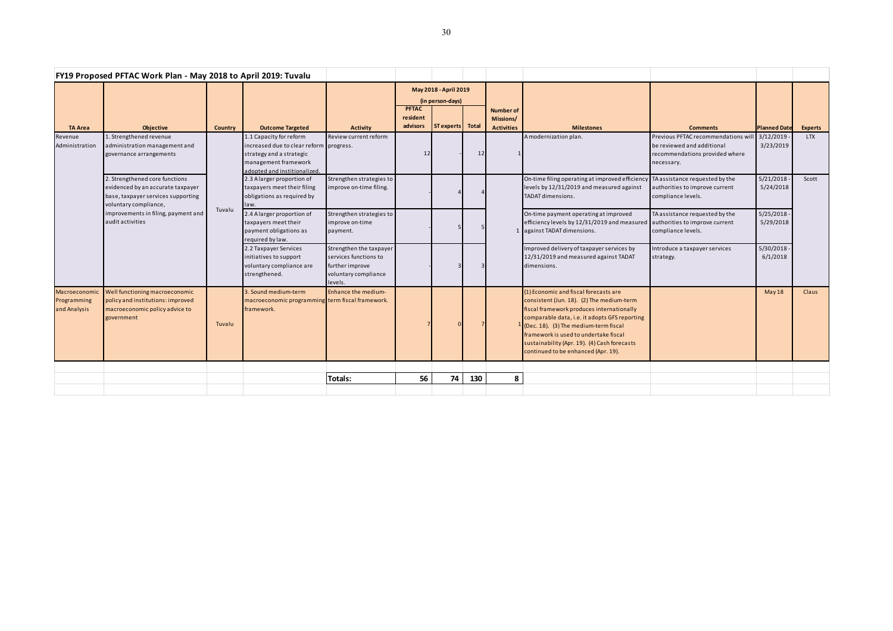## FY19 Proposed PFTAC Work Plan - May 2018 to April 2019: Tuvalu

| TA Area | Objective | Country | Outcome Targeted | Activity | May 2018 - April 2019 (in person-days) PFTAC resident advisors | ST experts | Total | Number of Missions/ Activities | Milestones | Comments | Planned Date | Experts |
|---|---|---|---|---|---|---|---|---|---|---|---|---|
| Revenue Administration | 1. Strengthened revenue administration management and governance arrangements | Tuvalu | 1.1 Capacity for reform increased due to clear reform strategy and a strategic management framework adopted and institionalized. | Review current reform progress. | 12 | - | 12 | 1 | A modernization plan. | Previous PFTAC recommendations will be reviewed and additional recommendations provided where necessary. | 3/12/2019 - 3/23/2019 | LTX |
| | 2. Strengthened core functions evidenced by an accurate taxpayer base, taxpayer services supporting voluntary compliance, improvements in filing, payment and audit activities | | 2.3 A larger proportion of taxpayers meet their filing obligations as required by law. | Strengthen strategies to improve on-time filing. | - | 4 | 4 | 1 | On-time filing operating at improved efficiency levels by 12/31/2019 and measured against TADAT dimensions. | TA assistance requested by the authorities to improve current compliance levels. | 5/21/2018 - 5/24/2018 | Scott |
| | | | 2.4 A larger proportion of taxpayers meet their payment obligations as required by law. | Strengthen strategies to improve on-time payment. | - | 5 | 5 | | On-time payment operating at improved efficiency levels by 12/31/2019 and measured against TADAT dimensions. | TA assistance requested by the authorities to improve current compliance levels. | 5/25/2018 - 5/29/2018 | |
| | | | 2.2 Taxpayer Services initiatives to support voluntary compliance are strengthened. | Strengthen the taxpayer services functions to further improve voluntary compliance levels. | - | 3 | 3 | | Improved delivery of taxpayer services by 12/31/2019 and measured against TADAT dimensions. | Introduce a taxpayer services strategy. | 5/30/2018 - 6/1/2018 | |
| Macroeconomic Programming and Analysis | Well functioning macroeconomic policy and institutions: improved macroeconomic policy advice to government | Tuvalu | 3. Sound medium-term macroeconomic programming framework. | Enhance the medium-term fiscal framework. | 7 | 0 | 7 | 1 | (1) Economic and fiscal forecasts are consistent (Jun. 18). (2) The medium-term fiscal framework produces internationally comparable data, i.e. it adopts GFS reporting (Dec. 18). (3) The medium-term fiscal framework is used to undertake fiscal sustainability (Apr. 19). (4) Cash forecasts continued to be enhanced (Apr. 19). | | May 18 | Claus |
| | | | | **Totals:** | **56** | **74** | **130** | **8** | | | | |